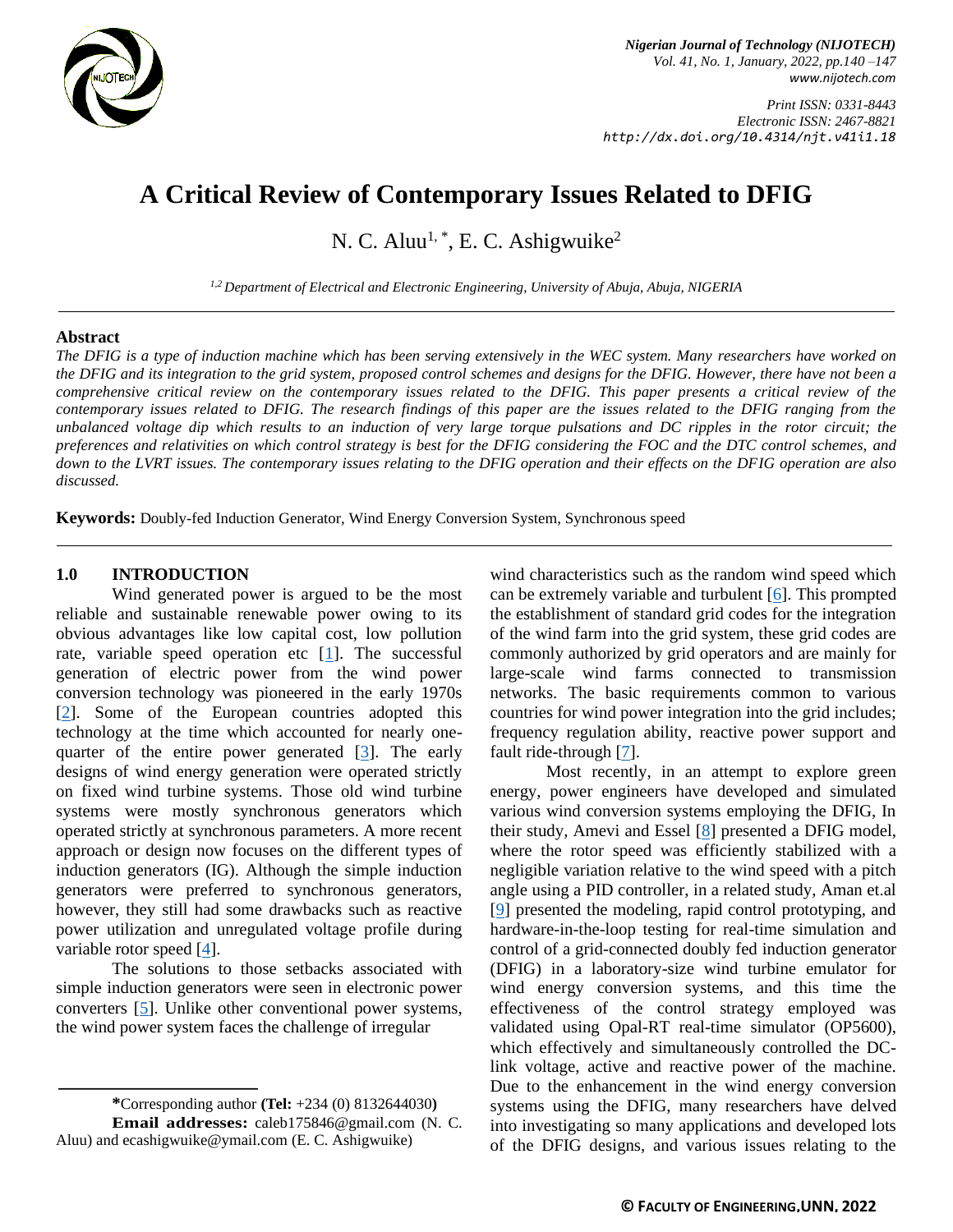# A Critical Review of Contemporary Issues Related to DFIG

N. C. Aluu[1,*], E. C. Ashigwuike[2]

[1,2] *Department of Electrical and Electronic Engineering, University of Abuja, Abuja, NIGERIA*

---

## Abstract

*The DFIG is a type of induction machine which has been serving extensively in the WEC system. Many researchers have worked on the DFIG and its integration to the grid system, proposed control schemes and designs for the DFIG. However, there have not been a comprehensive critical review on the contemporary issues related to the DFIG. This paper presents a critical review of the contemporary issues related to DFIG. The research findings of this paper are the issues related to the DFIG ranging from the unbalanced voltage dip which results to an induction of very large torque pulsations and DC ripples in the rotor circuit; the preferences and relativities on which control strategy is best for the DFIG considering the FOC and the DTC control schemes, and down to the LVRT issues. The contemporary issues relating to the DFIG operation and their effects on the DFIG operation are also discussed.*

**Keywords:** Doubly-fed Induction Generator, Wind Energy Conversion System, Synchronous speed

---

## 1.0 INTRODUCTION

Wind generated power is argued to be the most reliable and sustainable renewable power owing to its obvious advantages like low capital cost, low pollution rate, variable speed operation etc [1]. The successful generation of electric power from the wind power conversion technology was pioneered in the early 1970s [2]. Some of the European countries adopted this technology at the time which accounted for nearly one-quarter of the entire power generated [3]. The early designs of wind energy generation were operated strictly on fixed wind turbine systems. Those old wind turbine systems were mostly synchronous generators which operated strictly at synchronous parameters. A more recent approach or design now focuses on the different types of induction generators (IG). Although the simple induction generators were preferred to synchronous generators, however, they still had some drawbacks such as reactive power utilization and unregulated voltage profile during variable rotor speed [4].

The solutions to those setbacks associated with simple induction generators were seen in electronic power converters [5]. Unlike other conventional power systems, the wind power system faces the challenge of irregular wind characteristics such as the random wind speed which can be extremely variable and turbulent [6]. This prompted the establishment of standard grid codes for the integration of the wind farm into the grid system, these grid codes are commonly authorized by grid operators and are mainly for large-scale wind farms connected to transmission networks. The basic requirements common to various countries for wind power integration into the grid includes; frequency regulation ability, reactive power support and fault ride-through [7].

Most recently, in an attempt to explore green energy, power engineers have developed and simulated various wind conversion systems employing the DFIG, In their study, Amevi and Essel [8] presented a DFIG model, where the rotor speed was efficiently stabilized with a negligible variation relative to the wind speed with a pitch angle using a PID controller, in a related study, Aman et.al [9] presented the modeling, rapid control prototyping, and hardware-in-the-loop testing for real-time simulation and control of a grid-connected doubly fed induction generator (DFIG) in a laboratory-size wind turbine emulator for wind energy conversion systems, and this time the effectiveness of the control strategy employed was validated using Opal-RT real-time simulator (OP5600), which effectively and simultaneously controlled the DC-link voltage, active and reactive power of the machine. Due to the enhancement in the wind energy conversion systems using the DFIG, many researchers have delved into investigating so many applications and developed lots of the DFIG designs, and various issues relating to the

---

***Corresponding author (Tel:** +234 (0) 8132644030**)**

**Email addresses:** caleb175846@gmail.com (N. C. Aluu) and ecashigwuike@ymail.com (E. C. Ashigwuike)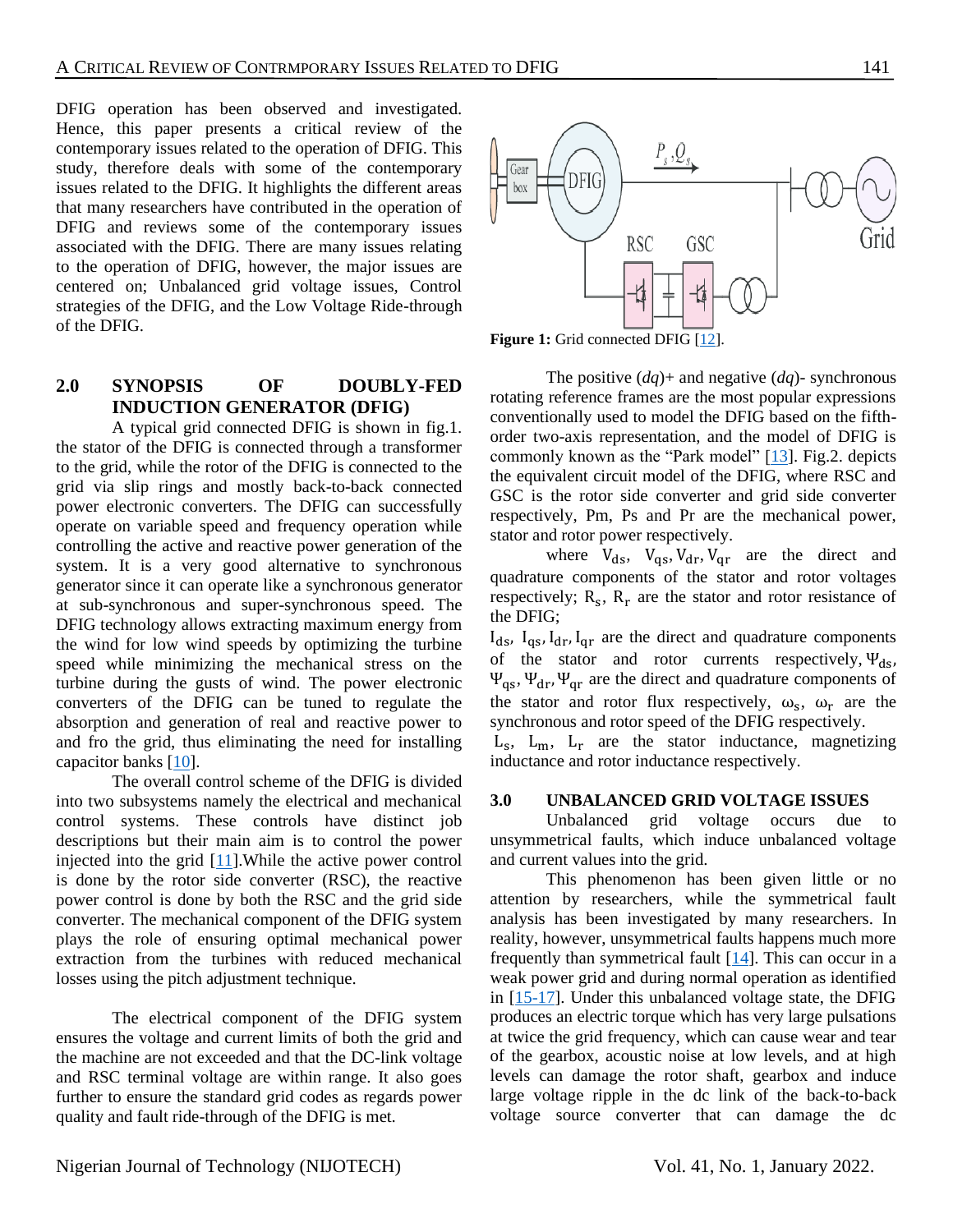DFIG operation has been observed and investigated. Hence, this paper presents a critical review of the contemporary issues related to the operation of DFIG. This study, therefore deals with some of the contemporary issues related to the DFIG. It highlights the different areas that many researchers have contributed in the operation of DFIG and reviews some of the contemporary issues associated with the DFIG. There are many issues relating to the operation of DFIG, however, the major issues are centered on; Unbalanced grid voltage issues, Control strategies of the DFIG, and the Low Voltage Ride-through of the DFIG.

## 2.0 SYNOPSIS OF DOUBLY-FED INDUCTION GENERATOR (DFIG)

A typical grid connected DFIG is shown in fig.1. the stator of the DFIG is connected through a transformer to the grid, while the rotor of the DFIG is connected to the grid via slip rings and mostly back-to-back connected power electronic converters. The DFIG can successfully operate on variable speed and frequency operation while controlling the active and reactive power generation of the system. It is a very good alternative to synchronous generator since it can operate like a synchronous generator at sub-synchronous and super-synchronous speed. The DFIG technology allows extracting maximum energy from the wind for low wind speeds by optimizing the turbine speed while minimizing the mechanical stress on the turbine during the gusts of wind. The power electronic converters of the DFIG can be tuned to regulate the absorption and generation of real and reactive power to and fro the grid, thus eliminating the need for installing capacitor banks [10].

The overall control scheme of the DFIG is divided into two subsystems namely the electrical and mechanical control systems. These controls have distinct job descriptions but their main aim is to control the power injected into the grid [11].While the active power control is done by the rotor side converter (RSC), the reactive power control is done by both the RSC and the grid side converter. The mechanical component of the DFIG system plays the role of ensuring optimal mechanical power extraction from the turbines with reduced mechanical losses using the pitch adjustment technique.

The electrical component of the DFIG system ensures the voltage and current limits of both the grid and the machine are not exceeded and that the DC-link voltage and RSC terminal voltage are within range. It also goes further to ensure the standard grid codes as regards power quality and fault ride-through of the DFIG is met.

**Figure 1:** Grid connected DFIG [12].

The positive $(dq)+$ and negative $(dq)-$ synchronous rotating reference frames are the most popular expressions conventionally used to model the DFIG based on the fifth-order two-axis representation, and the model of DFIG is commonly known as the "Park model" [13]. Fig.2. depicts the equivalent circuit model of the DFIG, where RSC and GSC is the rotor side converter and grid side converter respectively, Pm, Ps and Pr are the mechanical power, stator and rotor power respectively.

where $V_{ds}$, $V_{qs}, V_{dr}, V_{qr}$ are the direct and quadrature components of the stator and rotor voltages respectively; $R_s$, $R_r$ are the stator and rotor resistance of the DFIG;

$I_{ds}$, $I_{qs}, I_{dr}, I_{qr}$ are the direct and quadrature components of the stator and rotor currents respectively, $\Psi_{ds}$, $\Psi_{qs}, \Psi_{dr}, \Psi_{qr}$ are the direct and quadrature components of the stator and rotor flux respectively, $\omega_s$, $\omega_r$ are the synchronous and rotor speed of the DFIG respectively.

$L_s$, $L_m$, $L_r$ are the stator inductance, magnetizing inductance and rotor inductance respectively.

## 3.0 UNBALANCED GRID VOLTAGE ISSUES

Unbalanced grid voltage occurs due to unsymmetrical faults, which induce unbalanced voltage and current values into the grid.

This phenomenon has been given little or no attention by researchers, while the symmetrical fault analysis has been investigated by many researchers. In reality, however, unsymmetrical faults happens much more frequently than symmetrical fault [14]. This can occur in a weak power grid and during normal operation as identified in [15-17]. Under this unbalanced voltage state, the DFIG produces an electric torque which has very large pulsations at twice the grid frequency, which can cause wear and tear of the gearbox, acoustic noise at low levels, and at high levels can damage the rotor shaft, gearbox and induce large voltage ripple in the dc link of the back-to-back voltage source converter that can damage the dc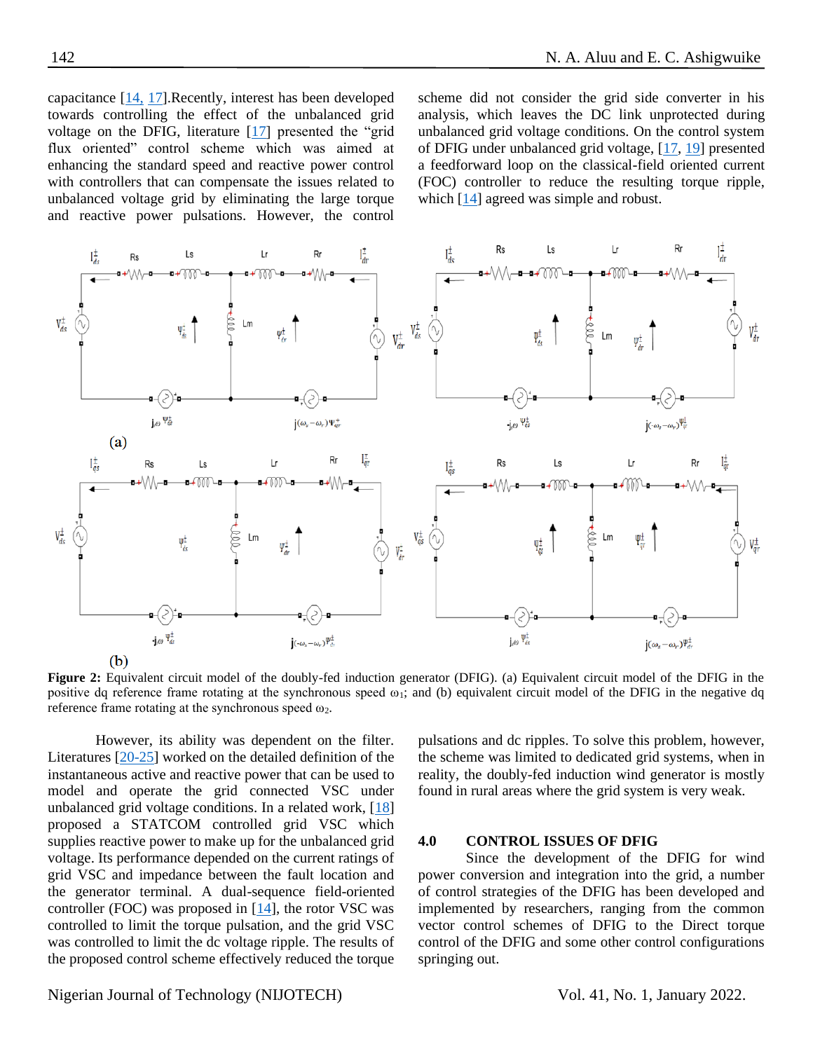capacitance [14, 17].Recently, interest has been developed towards controlling the effect of the unbalanced grid voltage on the DFIG, literature [17] presented the "grid flux oriented" control scheme which was aimed at enhancing the standard speed and reactive power control with controllers that can compensate the issues related to unbalanced voltage grid by eliminating the large torque and reactive power pulsations. However, the control scheme did not consider the grid side converter in his analysis, which leaves the DC link unprotected during unbalanced grid voltage conditions. On the control system of DFIG under unbalanced grid voltage, [17, 19] presented a feedforward loop on the classical-field oriented current (FOC) controller to reduce the resulting torque ripple, which [14] agreed was simple and robust.

**Figure 2:** Equivalent circuit model of the doubly-fed induction generator (DFIG). (a) Equivalent circuit model of the DFIG in the positive dq reference frame rotating at the synchronous speed $\omega_1$; and (b) equivalent circuit model of the DFIG in the negative dq reference frame rotating at the synchronous speed $\omega_2$.

However, its ability was dependent on the filter. Literatures [20-25] worked on the detailed definition of the instantaneous active and reactive power that can be used to model and operate the grid connected VSC under unbalanced grid voltage conditions. In a related work, [18] proposed a STATCOM controlled grid VSC which supplies reactive power to make up for the unbalanced grid voltage. Its performance depended on the current ratings of grid VSC and impedance between the fault location and the generator terminal. A dual-sequence field-oriented controller (FOC) was proposed in [14], the rotor VSC was controlled to limit the torque pulsation, and the grid VSC was controlled to limit the dc voltage ripple. The results of the proposed control scheme effectively reduced the torque pulsations and dc ripples. To solve this problem, however, the scheme was limited to dedicated grid systems, when in reality, the doubly-fed induction wind generator is mostly found in rural areas where the grid system is very weak.

## 4.0 CONTROL ISSUES OF DFIG

Since the development of the DFIG for wind power conversion and integration into the grid, a number of control strategies of the DFIG has been developed and implemented by researchers, ranging from the common vector control schemes of DFIG to the Direct torque control of the DFIG and some other control configurations springing out.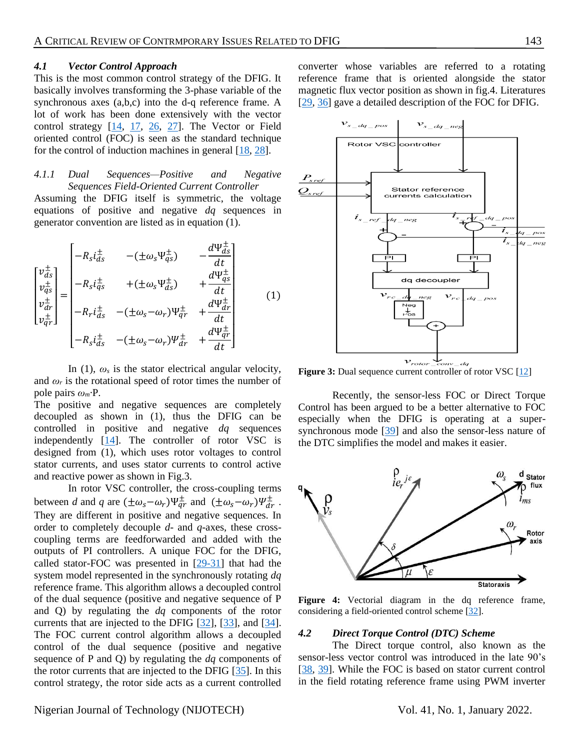### 4.1 Vector Control Approach

This is the most common control strategy of the DFIG. It basically involves transforming the 3-phase variable of the synchronous axes (a,b,c) into the d-q reference frame. A lot of work has been done extensively with the vector control strategy [14, 17, 26, 27]. The Vector or Field oriented control (FOC) is seen as the standard technique for the control of induction machines in general [18, 28].

#### 4.1.1 Dual Sequences—Positive and Negative Sequences Field-Oriented Current Controller

Assuming the DFIG itself is symmetric, the voltage equations of positive and negative *dq* sequences in generator convention are listed as in equation (1).

$$\begin{bmatrix} v_{ds}^{\pm} \\ v_{qs}^{\pm} \\ v_{dr}^{\pm} \\ v_{qr}^{\pm} \end{bmatrix} = \begin{bmatrix} -R_s i_{ds}^{\pm} & -(\pm\omega_s \Psi_{qs}^{\pm}) & -\dfrac{d\Psi_{ds}^{\pm}}{dt} \\ -R_s i_{qs}^{\pm} & +(\pm\omega_s \Psi_{ds}^{\pm}) & +\dfrac{d\Psi_{qs}^{\pm}}{dt} \\ -R_r i_{ds}^{\pm} & -(\pm\omega_s - \omega_r)\Psi_{qr}^{\pm} & +\dfrac{d\Psi_{dr}^{\pm}}{dt} \\ -R_s i_{ds}^{\pm} & -(\pm\omega_s - \omega_r)\Psi_{dr}^{\pm} & +\dfrac{d\Psi_{qr}^{\pm}}{dt} \end{bmatrix} \qquad (1)$$

In (1), $\omega_s$ is the stator electrical angular velocity, and $\omega_r$ is the rotational speed of rotor times the number of pole pairs $\omega_m$·P.

The positive and negative sequences are completely decoupled as shown in (1), thus the DFIG can be controlled in positive and negative *dq* sequences independently [14]. The controller of rotor VSC is designed from (1), which uses rotor voltages to control stator currents, and uses stator currents to control active and reactive power as shown in Fig.3.

In rotor VSC controller, the cross-coupling terms between *d* and *q* are $(\pm\omega_s - \omega_r)\Psi_{qr}^{\pm}$ and $(\pm\omega_s - \omega_r)\Psi_{dr}^{\pm}$. They are different in positive and negative sequences. In order to completely decouple *d*- and *q*-axes, these cross-coupling terms are feedforwarded and added with the outputs of PI controllers. A unique FOC for the DFIG, called stator-FOC was presented in [29-31] that had the system model represented in the synchronously rotating *dq* reference frame. This algorithm allows a decoupled control of the dual sequence (positive and negative sequence of P and Q) by regulating the *dq* components of the rotor currents that are injected to the DFIG [32], [33], and [34]. The FOC current control algorithm allows a decoupled control of the dual sequence (positive and negative sequence of P and Q) by regulating the *dq* components of the rotor currents that are injected to the DFIG [35]. In this control strategy, the rotor side acts as a current controlled converter whose variables are referred to a rotating reference frame that is oriented alongside the stator magnetic flux vector position as shown in fig.4. Literatures [29, 36] gave a detailed description of the FOC for DFIG.

**Figure 3:** Dual sequence current controller of rotor VSC [12]

Recently, the sensor-less FOC or Direct Torque Control has been argued to be a better alternative to FOC especially when the DFIG is operating at a super-synchronous mode [39] and also the sensor-less nature of the DTC simplifies the model and makes it easier.

**Figure 4:** Vectorial diagram in the dq reference frame, considering a field-oriented control scheme [32].

### 4.2 Direct Torque Control (DTC) Scheme

The Direct torque control, also known as the sensor-less vector control was introduced in the late 90's [38, 39]. While the FOC is based on stator current control in the field rotating reference frame using PWM inverter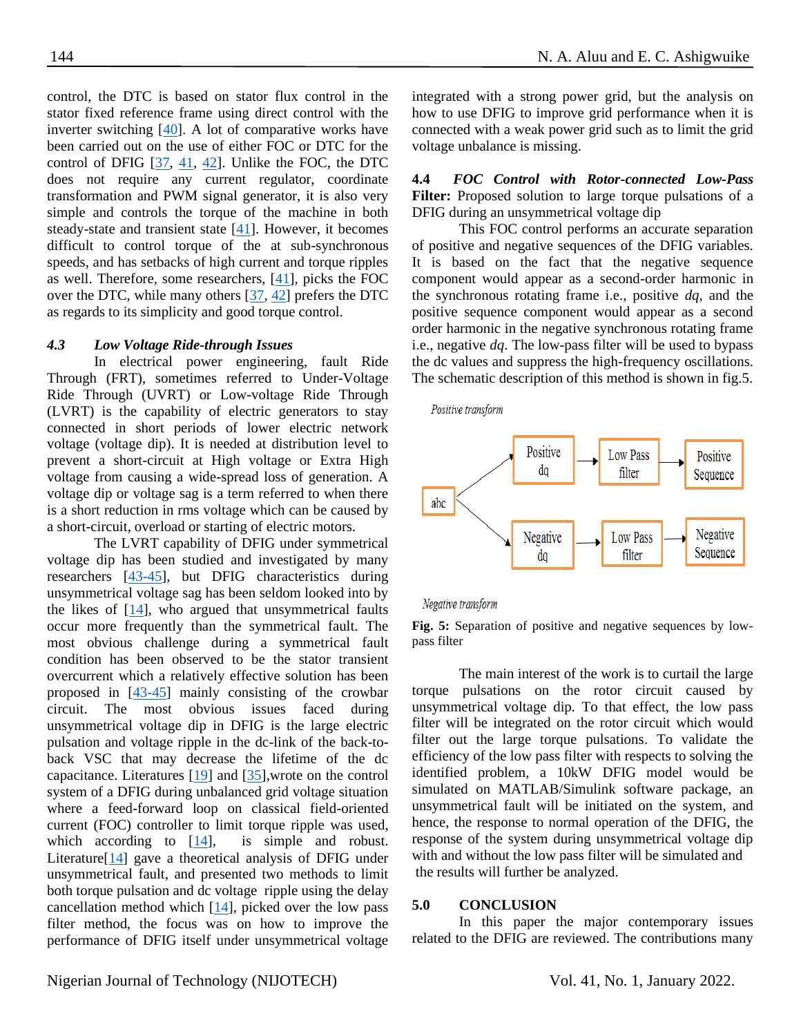control, the DTC is based on stator flux control in the stator fixed reference frame using direct control with the inverter switching [40]. A lot of comparative works have been carried out on the use of either FOC or DTC for the control of DFIG [37, 41, 42]. Unlike the FOC, the DTC does not require any current regulator, coordinate transformation and PWM signal generator, it is also very simple and controls the torque of the machine in both steady-state and transient state [41]. However, it becomes difficult to control torque of the at sub-synchronous speeds, and has setbacks of high current and torque ripples as well. Therefore, some researchers, [41], picks the FOC over the DTC, while many others [37, 42] prefers the DTC as regards to its simplicity and good torque control.

### *4.3 Low Voltage Ride-through Issues*

In electrical power engineering, fault Ride Through (FRT), sometimes referred to Under-Voltage Ride Through (UVRT) or Low-voltage Ride Through (LVRT) is the capability of electric generators to stay connected in short periods of lower electric network voltage (voltage dip). It is needed at distribution level to prevent a short-circuit at High voltage or Extra High voltage from causing a wide-spread loss of generation. A voltage dip or voltage sag is a term referred to when there is a short reduction in rms voltage which can be caused by a short-circuit, overload or starting of electric motors.

The LVRT capability of DFIG under symmetrical voltage dip has been studied and investigated by many researchers [43-45], but DFIG characteristics during unsymmetrical voltage sag has been seldom looked into by the likes of [14], who argued that unsymmetrical faults occur more frequently than the symmetrical fault. The most obvious challenge during a symmetrical fault condition has been observed to be the stator transient overcurrent which a relatively effective solution has been proposed in [43-45] mainly consisting of the crowbar circuit. The most obvious issues faced during unsymmetrical voltage dip in DFIG is the large electric pulsation and voltage ripple in the dc-link of the back-to-back VSC that may decrease the lifetime of the dc capacitance. Literatures [19] and [35],wrote on the control system of a DFIG during unbalanced grid voltage situation where a feed-forward loop on classical field-oriented current (FOC) controller to limit torque ripple was used, which according to [14], is simple and robust. Literature[14] gave a theoretical analysis of DFIG under unsymmetrical fault, and presented two methods to limit both torque pulsation and dc voltage ripple using the delay cancellation method which [14], picked over the low pass filter method, the focus was on how to improve the performance of DFIG itself under unsymmetrical voltage integrated with a strong power grid, but the analysis on how to use DFIG to improve grid performance when it is connected with a weak power grid such as to limit the grid voltage unbalance is missing.

### 4.4 *FOC Control with Rotor-connected Low-Pass* **Filter:** Proposed solution to large torque pulsations of a DFIG during an unsymmetrical voltage dip

This FOC control performs an accurate separation of positive and negative sequences of the DFIG variables. It is based on the fact that the negative sequence component would appear as a second-order harmonic in the synchronous rotating frame i.e., positive *dq*, and the positive sequence component would appear as a second order harmonic in the negative synchronous rotating frame i.e., negative *dq*. The low-pass filter will be used to bypass the dc values and suppress the high-frequency oscillations. The schematic description of this method is shown in fig.5.

*Positive transform*

abc → Positive dq → Low Pass filter → Positive Sequence

abc → Negative dq → Low Pass filter → Negative Sequence

*Negative transform*

**Fig. 5:** Separation of positive and negative sequences by low-pass filter

The main interest of the work is to curtail the large torque pulsations on the rotor circuit caused by unsymmetrical voltage dip. To that effect, the low pass filter will be integrated on the rotor circuit which would filter out the large torque pulsations. To validate the efficiency of the low pass filter with respects to solving the identified problem, a 10kW DFIG model would be simulated on MATLAB/Simulink software package, an unsymmetrical fault will be initiated on the system, and hence, the response to normal operation of the DFIG, the response of the system during unsymmetrical voltage dip with and without the low pass filter will be simulated and the results will further be analyzed.

## 5.0 CONCLUSION

In this paper the major contemporary issues related to the DFIG are reviewed. The contributions many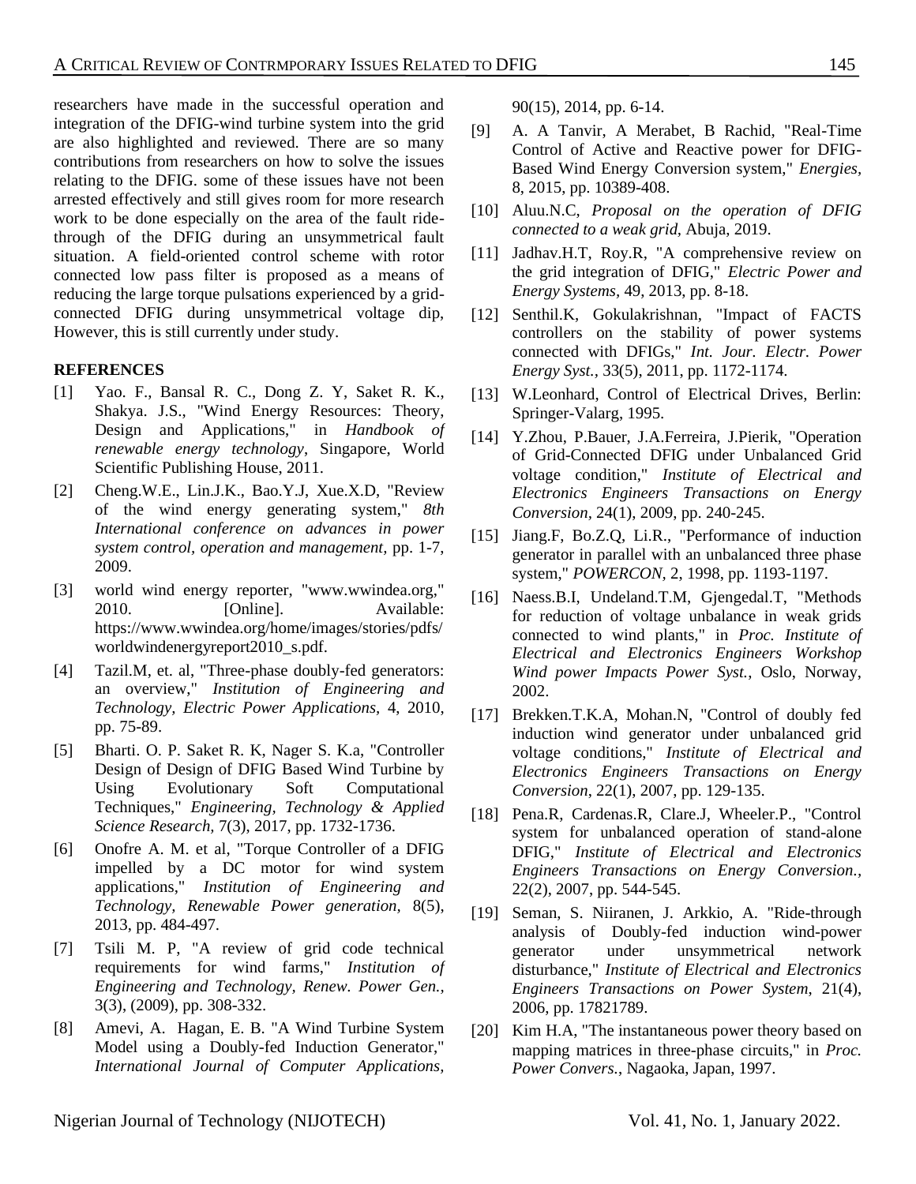researchers have made in the successful operation and integration of the DFIG-wind turbine system into the grid are also highlighted and reviewed. There are so many contributions from researchers on how to solve the issues relating to the DFIG. some of these issues have not been arrested effectively and still gives room for more research work to be done especially on the area of the fault ride-through of the DFIG during an unsymmetrical fault situation. A field-oriented control scheme with rotor connected low pass filter is proposed as a means of reducing the large torque pulsations experienced by a grid-connected DFIG during unsymmetrical voltage dip, However, this is still currently under study.

## REFERENCES

[1] Yao. F., Bansal R. C., Dong Z. Y, Saket R. K., Shakya. J.S., "Wind Energy Resources: Theory, Design and Applications," in *Handbook of renewable energy technology*, Singapore, World Scientific Publishing House, 2011.

[2] Cheng.W.E., Lin.J.K., Bao.Y.J, Xue.X.D, "Review of the wind energy generating system," *8th International conference on advances in power system control, operation and management*, pp. 1-7, 2009.

[3] world wind energy reporter, "www.wwindea.org," 2010. [Online]. Available: https://www.wwindea.org/home/images/stories/pdfs/worldwindenergyreport2010_s.pdf.

[4] Tazil.M, et. al, "Three-phase doubly-fed generators: an overview," *Institution of Engineering and Technology, Electric Power Applications*, 4, 2010, pp. 75-89.

[5] Bharti. O. P. Saket R. K, Nager S. K.a, "Controller Design of Design of DFIG Based Wind Turbine by Using Evolutionary Soft Computational Techniques," *Engineering, Technology & Applied Science Research*, 7(3), 2017, pp. 1732-1736.

[6] Onofre A. M. et al, "Torque Controller of a DFIG impelled by a DC motor for wind system applications," *Institution of Engineering and Technology, Renewable Power generation*, 8(5), 2013, pp. 484-497.

[7] Tsili M. P, "A review of grid code technical requirements for wind farms," *Institution of Engineering and Technology, Renew. Power Gen.*, 3(3), (2009), pp. 308-332.

[8] Amevi, A. Hagan, E. B. "A Wind Turbine System Model using a Doubly-fed Induction Generator," *International Journal of Computer Applications*, 90(15), 2014, pp. 6-14.

[9] A. A Tanvir, A Merabet, B Rachid, "Real-Time Control of Active and Reactive power for DFIG-Based Wind Energy Conversion system," *Energies*, 8, 2015, pp. 10389-408.

[10] Aluu.N.C, *Proposal on the operation of DFIG connected to a weak grid*, Abuja, 2019.

[11] Jadhav.H.T, Roy.R, "A comprehensive review on the grid integration of DFIG," *Electric Power and Energy Systems*, 49, 2013, pp. 8-18.

[12] Senthil.K, Gokulakrishnan, "Impact of FACTS controllers on the stability of power systems connected with DFIGs," *Int. Jour. Electr. Power Energy Syst.*, 33(5), 2011, pp. 1172-1174.

[13] W.Leonhard, Control of Electrical Drives, Berlin: Springer-Valarg, 1995.

[14] Y.Zhou, P.Bauer, J.A.Ferreira, J.Pierik, "Operation of Grid-Connected DFIG under Unbalanced Grid voltage condition," *Institute of Electrical and Electronics Engineers Transactions on Energy Conversion*, 24(1), 2009, pp. 240-245.

[15] Jiang.F, Bo.Z.Q, Li.R., "Performance of induction generator in parallel with an unbalanced three phase system," *POWERCON*, 2, 1998, pp. 1193-1197.

[16] Naess.B.I, Undeland.T.M, Gjengedal.T, "Methods for reduction of voltage unbalance in weak grids connected to wind plants," in *Proc. Institute of Electrical and Electronics Engineers Workshop Wind power Impacts Power Syst.*, Oslo, Norway, 2002.

[17] Brekken.T.K.A, Mohan.N, "Control of doubly fed induction wind generator under unbalanced grid voltage conditions," *Institute of Electrical and Electronics Engineers Transactions on Energy Conversion*, 22(1), 2007, pp. 129-135.

[18] Pena.R, Cardenas.R, Clare.J, Wheeler.P., "Control system for unbalanced operation of stand-alone DFIG," *Institute of Electrical and Electronics Engineers Transactions on Energy Conversion.*, 22(2), 2007, pp. 544-545.

[19] Seman, S. Niiranen, J. Arkkio, A. "Ride-through analysis of Doubly-fed induction wind-power generator under unsymmetrical network disturbance," *Institute of Electrical and Electronics Engineers Transactions on Power System*, 21(4), 2006, pp. 17821789.

[20] Kim H.A, "The instantaneous power theory based on mapping matrices in three-phase circuits," in *Proc. Power Convers.*, Nagaoka, Japan, 1997.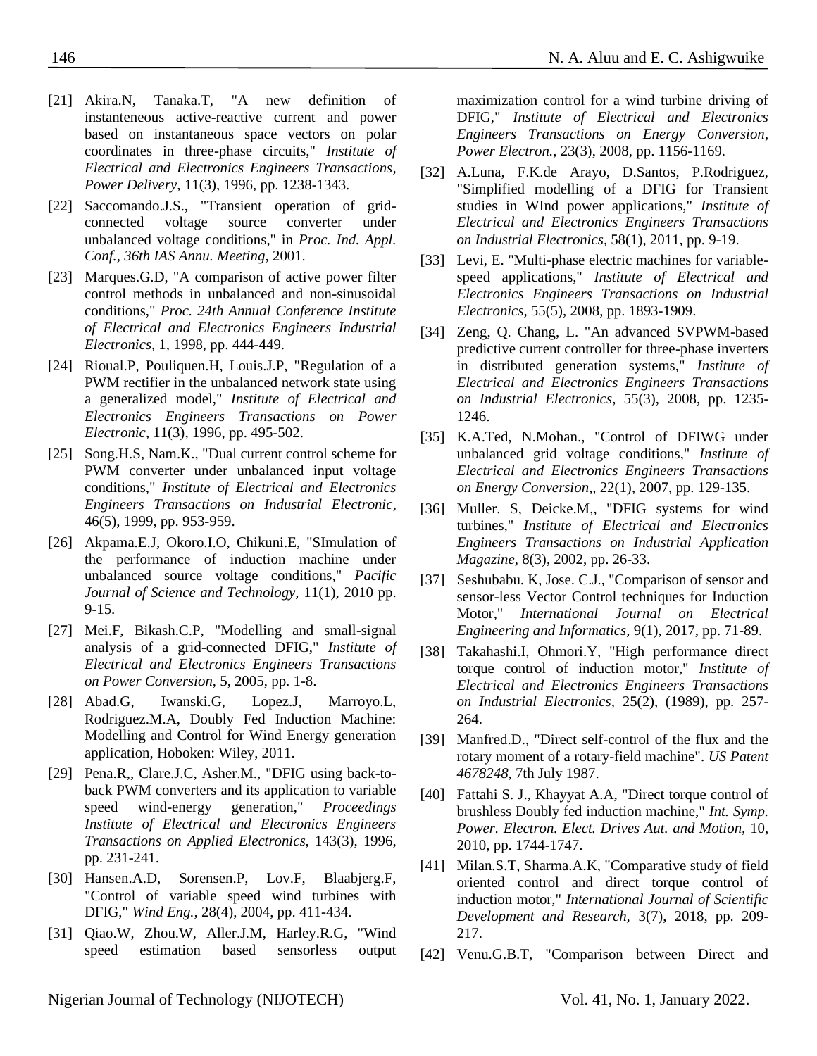[21] Akira.N, Tanaka.T, "A new definition of instanteneous active-reactive current and power based on instantaneous space vectors on polar coordinates in three-phase circuits," *Institute of Electrical and Electronics Engineers Transactions, Power Delivery,* 11(3), 1996, pp. 1238-1343.

[22] Saccomando.J.S., "Transient operation of grid-connected voltage source converter under unbalanced voltage conditions," in *Proc. Ind. Appl. Conf., 36th IAS Annu. Meeting*, 2001.

[23] Marques.G.D, "A comparison of active power filter control methods in unbalanced and non-sinusoidal conditions," *Proc. 24th Annual Conference Institute of Electrical and Electronics Engineers Industrial Electronics,* 1, 1998, pp. 444-449.

[24] Rioual.P, Pouliquen.H, Louis.J.P, "Regulation of a PWM rectifier in the unbalanced network state using a generalized model," *Institute of Electrical and Electronics Engineers Transactions on Power Electronic,* 11(3), 1996, pp. 495-502.

[25] Song.H.S, Nam.K., "Dual current control scheme for PWM converter under unbalanced input voltage conditions," *Institute of Electrical and Electronics Engineers Transactions on Industrial Electronic,* 46(5), 1999, pp. 953-959.

[26] Akpama.E.J, Okoro.I.O, Chikuni.E, "SImulation of the performance of induction machine under unbalanced source voltage conditions," *Pacific Journal of Science and Technology,* 11(1), 2010 pp. 9-15.

[27] Mei.F, Bikash.C.P, "Modelling and small-signal analysis of a grid-connected DFIG," *Institute of Electrical and Electronics Engineers Transactions on Power Conversion,* 5, 2005, pp. 1-8.

[28] Abad.G, Iwanski.G, Lopez.J, Marroyo.L, Rodriguez.M.A, Doubly Fed Induction Machine: Modelling and Control for Wind Energy generation application, Hoboken: Wiley, 2011.

[29] Pena.R,, Clare.J.C, Asher.M., "DFIG using back-to-back PWM converters and its application to variable speed wind-energy generation," *Proceedings Institute of Electrical and Electronics Engineers Transactions on Applied Electronics,* 143(3), 1996, pp. 231-241.

[30] Hansen.A.D, Sorensen.P, Lov.F, Blaabjerg.F, "Control of variable speed wind turbines with DFIG," *Wind Eng.,* 28(4), 2004, pp. 411-434.

[31] Qiao.W, Zhou.W, Aller.J.M, Harley.R.G, "Wind speed estimation based sensorless output maximization control for a wind turbine driving of DFIG," *Institute of Electrical and Electronics Engineers Transactions on Energy Conversion, Power Electron.,* 23(3), 2008, pp. 1156-1169.

[32] A.Luna, F.K.de Arayo, D.Santos, P.Rodriguez, "Simplified modelling of a DFIG for Transient studies in WInd power applications," *Institute of Electrical and Electronics Engineers Transactions on Industrial Electronics*, 58(1), 2011, pp. 9-19.

[33] Levi, E. "Multi-phase electric machines for variable-speed applications," *Institute of Electrical and Electronics Engineers Transactions on Industrial Electronics*, 55(5), 2008, pp. 1893-1909.

[34] Zeng, Q. Chang, L. "An advanced SVPWM-based predictive current controller for three-phase inverters in distributed generation systems," *Institute of Electrical and Electronics Engineers Transactions on Industrial Electronics*, 55(3), 2008, pp. 1235-1246.

[35] K.A.Ted, N.Mohan., "Control of DFIWG under unbalanced grid voltage conditions," *Institute of Electrical and Electronics Engineers Transactions on Energy Conversion*,, 22(1), 2007, pp. 129-135.

[36] Muller. S, Deicke.M,, "DFIG systems for wind turbines," *Institute of Electrical and Electronics Engineers Transactions on Industrial Application Magazine,* 8(3), 2002, pp. 26-33.

[37] Seshubabu. K, Jose. C.J., "Comparison of sensor and sensor-less Vector Control techniques for Induction Motor," *International Journal on Electrical Engineering and Informatics,* 9(1), 2017, pp. 71-89.

[38] Takahashi.I, Ohmori.Y, "High performance direct torque control of induction motor," *Institute of Electrical and Electronics Engineers Transactions on Industrial Electronics*, 25(2), (1989), pp. 257-264.

[39] Manfred.D., "Direct self-control of the flux and the rotary moment of a rotary-field machine". *US Patent 4678248*, 7th July 1987.

[40] Fattahi S. J., Khayyat A.A, "Direct torque control of brushless Doubly fed induction machine," *Int. Symp. Power. Electron. Elect. Drives Aut. and Motion*, 10, 2010, pp. 1744-1747.

[41] Milan.S.T, Sharma.A.K, "Comparative study of field oriented control and direct torque control of induction motor," *International Journal of Scientific Development and Research,* 3(7), 2018, pp. 209-217.

[42] Venu.G.B.T, "Comparison between Direct and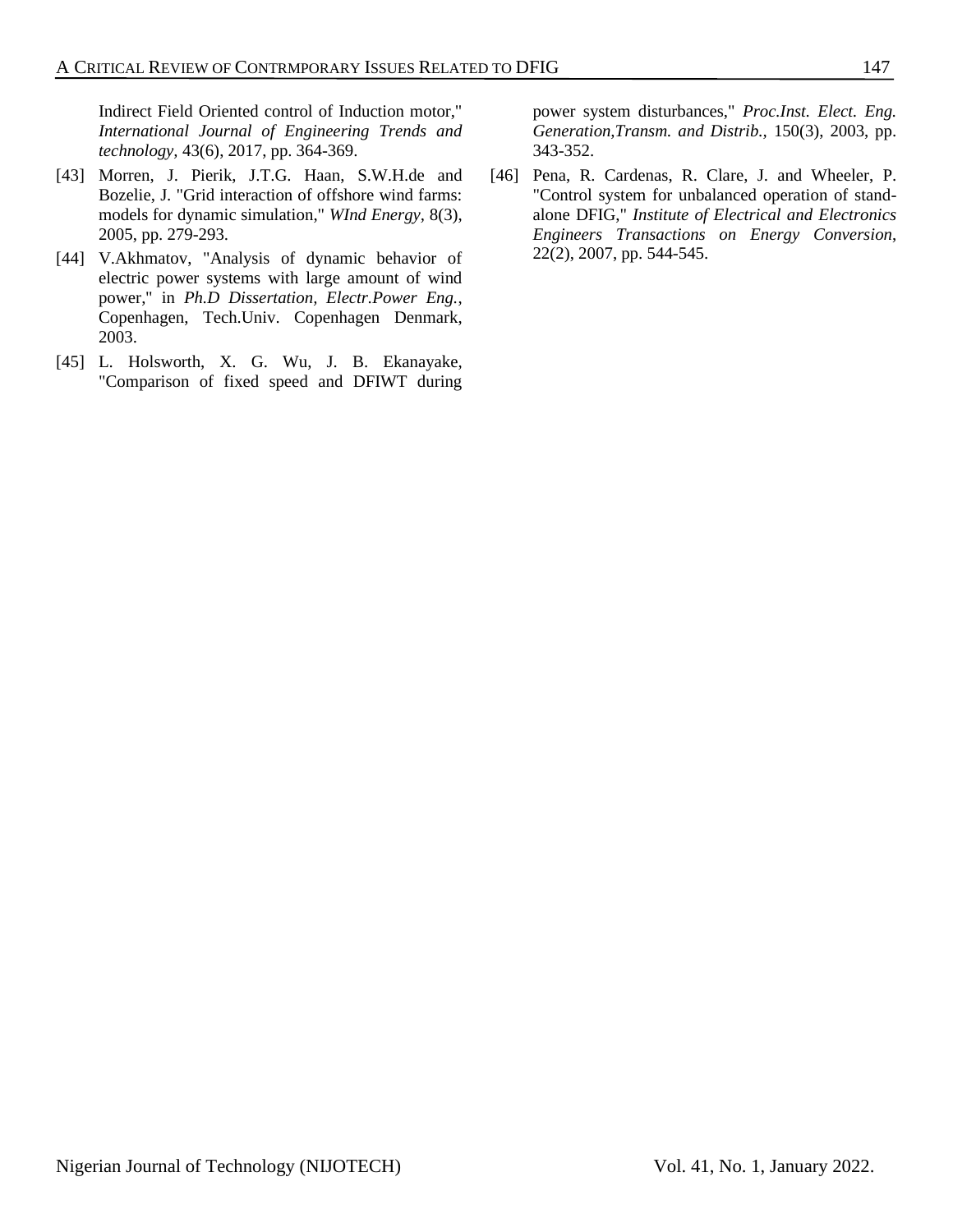Indirect Field Oriented control of Induction motor," *International Journal of Engineering Trends and technology,* 43(6), 2017, pp. 364-369.

[43] Morren, J. Pierik, J.T.G. Haan, S.W.H.de and Bozelie, J. "Grid interaction of offshore wind farms: models for dynamic simulation," *WInd Energy,* 8(3), 2005, pp. 279-293.

[44] V.Akhmatov, "Analysis of dynamic behavior of electric power systems with large amount of wind power," in *Ph.D Dissertation, Electr.Power Eng.*, Copenhagen, Tech.Univ. Copenhagen Denmark, 2003.

[45] L. Holsworth, X. G. Wu, J. B. Ekanayake, "Comparison of fixed speed and DFIWT during power system disturbances," *Proc.Inst. Elect. Eng. Generation,Transm. and Distrib.,* 150(3), 2003, pp. 343-352.

[46] Pena, R. Cardenas, R. Clare, J. and Wheeler, P. "Control system for unbalanced operation of stand-alone DFIG," *Institute of Electrical and Electronics Engineers Transactions on Energy Conversion*, 22(2), 2007, pp. 544-545.